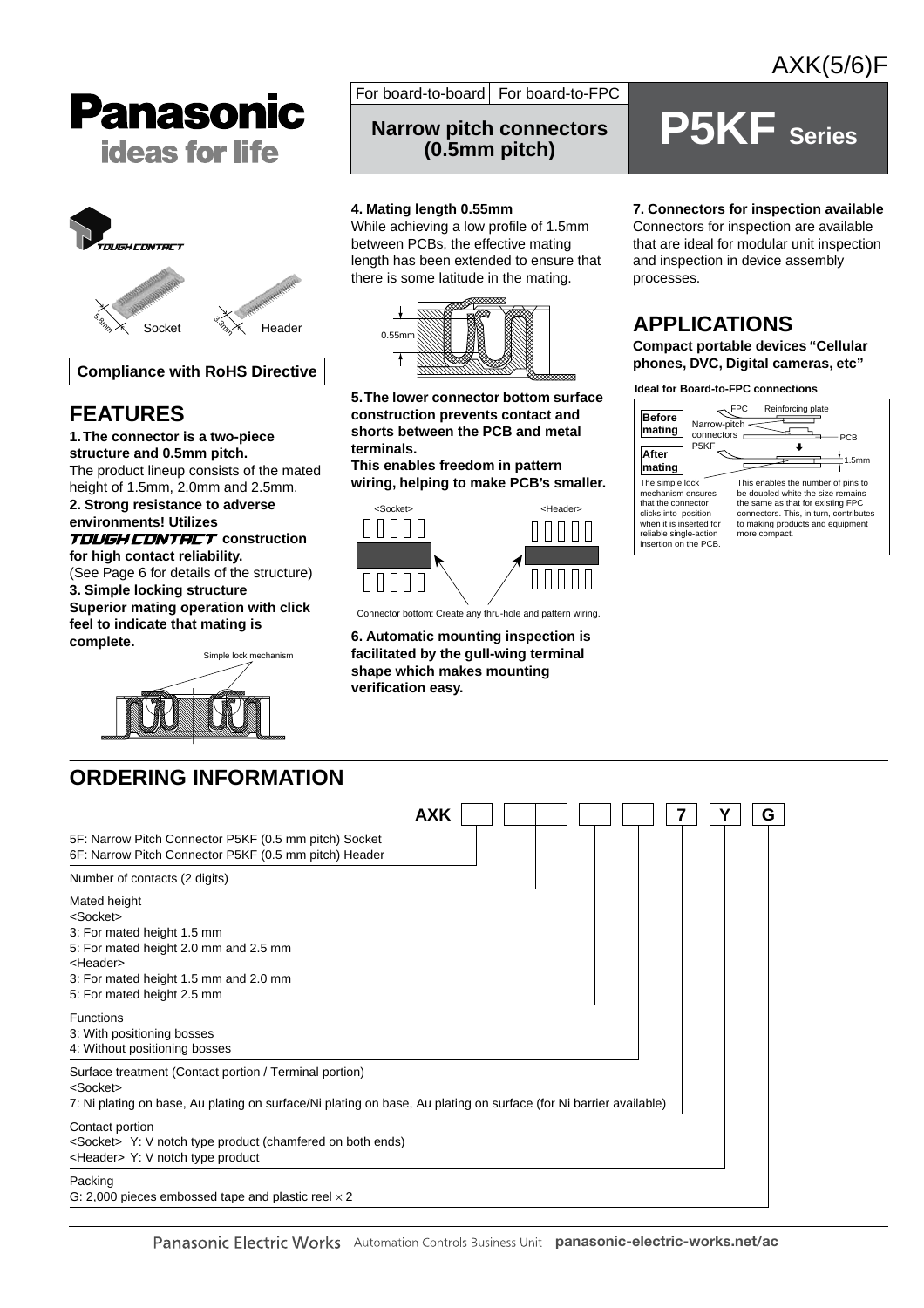AXK(5/6)F

**Panasonic**
**ideas for life**

For board-to-board | For board-to-FPC

**Narrow pitch connectors (0.5mm pitch)**

# P5KF Series

TOUGH CONTACT

5.8mm Socket 3.3mm Header

**Compliance with RoHS Directive**

## FEATURES

**1. The connector is a two-piece structure and 0.5mm pitch.**
The product lineup consists of the mated height of 1.5mm, 2.0mm and 2.5mm.

**2. Strong resistance to adverse environments! Utilizes TOUGH CONTACT construction for high contact reliability.**
(See Page 6 for details of the structure)

**3. Simple locking structure**
**Superior mating operation with click feel to indicate that mating is complete.**

Simple lock mechanism

**4. Mating length 0.55mm**
While achieving a low profile of 1.5mm between PCBs, the effective mating length has been extended to ensure that there is some latitude in the mating.

0.55mm

**5. The lower connector bottom surface construction prevents contact and shorts between the PCB and metal terminals.**
**This enables freedom in pattern wiring, helping to make PCB's smaller.**

<Socket> <Header>

Connector bottom: Create any thru-hole and pattern wiring.

**6. Automatic mounting inspection is facilitated by the gull-wing terminal shape which makes mounting verification easy.**

**7. Connectors for inspection available**
Connectors for inspection are available that are ideal for modular unit inspection and inspection in device assembly processes.

## APPLICATIONS

**Compact portable devices "Cellular phones, DVC, Digital cameras, etc"**

**Ideal for Board-to-FPC connections**

Before mating / After mating — FPC, Reinforcing plate, Narrow-pitch connectors P5KF, PCB, 1.5mm

The simple lock mechanism ensures that the connector clicks into position when it is inserted for reliable single-action insertion on the PCB.

This enables the number of pins to be doubled while the size remains the same as that for existing FPC connectors. This, in turn, contributes to making products and equipment more compact.

## ORDERING INFORMATION

AXK [ ] [ ][ ] [ ] [ ] 7 Y G

- 5F: Narrow Pitch Connector P5KF (0.5 mm pitch) Socket
  6F: Narrow Pitch Connector P5KF (0.5 mm pitch) Header
- Number of contacts (2 digits)
- Mated height
  <Socket>
  3: For mated height 1.5 mm
  5: For mated height 2.0 mm and 2.5 mm
  <Header>
  3: For mated height 1.5 mm and 2.0 mm
  5: For mated height 2.5 mm
- Functions
  3: With positioning bosses
  4: Without positioning bosses
- Surface treatment (Contact portion / Terminal portion)
  <Socket>
  7: Ni plating on base, Au plating on surface/Ni plating on base, Au plating on surface (for Ni barrier available)
- Contact portion
  <Socket> Y: V notch type product (chamfered on both ends)
  <Header> Y: V notch type product
- Packing
  G: 2,000 pieces embossed tape and plastic reel × 2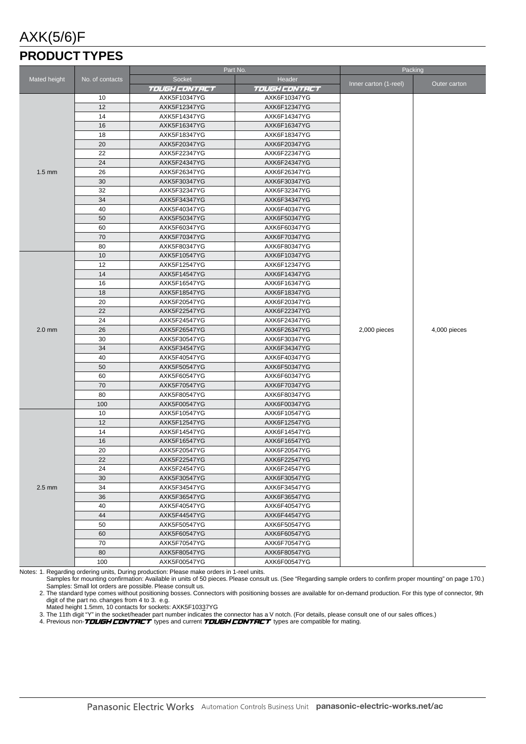# AXK(5/6)F

## PRODUCT TYPES

| Mated height | No. of contacts | Part No. | | Packing | |
|---|---|---|---|---|---|
| | | Socket | Header | Inner carton (1-reel) | Outer carton |
| | | TOUGH CONTACT | TOUGH CONTACT | | |
| 1.5 mm | 10 | AXK5F10347YG | AXK6F10347YG | 2,000 pieces | 4,000 pieces |
| | 12 | AXK5F12347YG | AXK6F12347YG | | |
| | 14 | AXK5F14347YG | AXK6F14347YG | | |
| | 16 | AXK5F16347YG | AXK6F16347YG | | |
| | 18 | AXK5F18347YG | AXK6F18347YG | | |
| | 20 | AXK5F20347YG | AXK6F20347YG | | |
| | 22 | AXK5F22347YG | AXK6F22347YG | | |
| | 24 | AXK5F24347YG | AXK6F24347YG | | |
| | 26 | AXK5F26347YG | AXK6F26347YG | | |
| | 30 | AXK5F30347YG | AXK6F30347YG | | |
| | 32 | AXK5F32347YG | AXK6F32347YG | | |
| | 34 | AXK5F34347YG | AXK6F34347YG | | |
| | 40 | AXK5F40347YG | AXK6F40347YG | | |
| | 50 | AXK5F50347YG | AXK6F50347YG | | |
| | 60 | AXK5F60347YG | AXK6F60347YG | | |
| | 70 | AXK5F70347YG | AXK6F70347YG | | |
| | 80 | AXK5F80347YG | AXK6F80347YG | | |
| 2.0 mm | 10 | AXK5F10547YG | AXK6F10347YG | | |
| | 12 | AXK5F12547YG | AXK6F12347YG | | |
| | 14 | AXK5F14547YG | AXK6F14347YG | | |
| | 16 | AXK5F16547YG | AXK6F16347YG | | |
| | 18 | AXK5F18547YG | AXK6F18347YG | | |
| | 20 | AXK5F20547YG | AXK6F20347YG | | |
| | 22 | AXK5F22547YG | AXK6F22347YG | | |
| | 24 | AXK5F24547YG | AXK6F24347YG | | |
| | 26 | AXK5F26547YG | AXK6F26347YG | | |
| | 30 | AXK5F30547YG | AXK6F30347YG | | |
| | 34 | AXK5F34547YG | AXK6F34347YG | | |
| | 40 | AXK5F40547YG | AXK6F40347YG | | |
| | 50 | AXK5F50547YG | AXK6F50347YG | | |
| | 60 | AXK5F60547YG | AXK6F60347YG | | |
| | 70 | AXK5F70547YG | AXK6F70347YG | | |
| | 80 | AXK5F80547YG | AXK6F80347YG | | |
| | 100 | AXK5F00547YG | AXK6F00347YG | | |
| 2.5 mm | 10 | AXK5F10547YG | AXK6F10547YG | | |
| | 12 | AXK5F12547YG | AXK6F12547YG | | |
| | 14 | AXK5F14547YG | AXK6F14547YG | | |
| | 16 | AXK5F16547YG | AXK6F16547YG | | |
| | 20 | AXK5F20547YG | AXK6F20547YG | | |
| | 22 | AXK5F22547YG | AXK6F22547YG | | |
| | 24 | AXK5F24547YG | AXK6F24547YG | | |
| | 30 | AXK5F30547YG | AXK6F30547YG | | |
| | 34 | AXK5F34547YG | AXK6F34547YG | | |
| | 36 | AXK5F36547YG | AXK6F36547YG | | |
| | 40 | AXK5F40547YG | AXK6F40547YG | | |
| | 44 | AXK5F44547YG | AXK6F44547YG | | |
| | 50 | AXK5F50547YG | AXK6F50547YG | | |
| | 60 | AXK5F60547YG | AXK6F60547YG | | |
| | 70 | AXK5F70547YG | AXK6F70547YG | | |
| | 80 | AXK5F80547YG | AXK6F80547YG | | |
| | 100 | AXK5F00547YG | AXK6F00547YG | | |

Notes: 1. Regarding ordering units, During production: Please make orders in 1-reel units.
Samples for mounting confirmation: Available in units of 50 pieces. Please consult us. (See "Regarding sample orders to confirm proper mounting" on page 170.)
Samples: Small lot orders are possible. Please consult us.
2. The standard type comes without positioning bosses. Connectors with positioning bosses are available for on-demand production. For this type of connector, 9th digit of the part no. changes from 4 to 3. e.g.
Mated height 1.5mm, 10 contacts for sockets: AXK5F10337YG
3. The 11th digit "Y" in the socket/header part number indicates the connector has a V notch. (For details, please consult one of our sales offices.)
4. Previous non-TOUGH CONTACT types and current TOUGH CONTACT types are compatible for mating.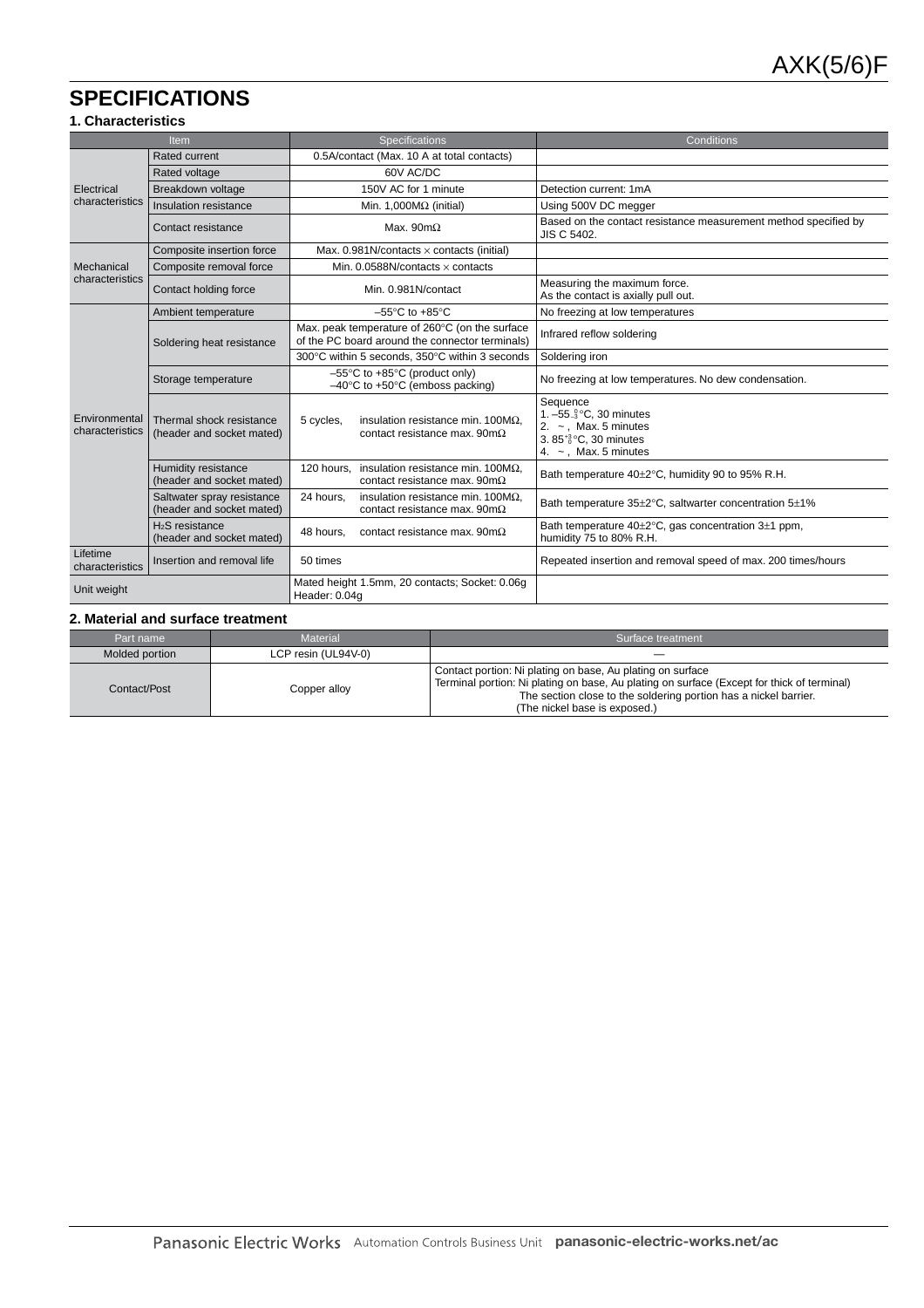# SPECIFICATIONS

### 1. Characteristics

| Item | | Specifications | Conditions |
|---|---|---|---|
| Electrical characteristics | Rated current | 0.5A/contact (Max. 10 A at total contacts) | |
| | Rated voltage | 60V AC/DC | |
| | Breakdown voltage | 150V AC for 1 minute | Detection current: 1mA |
| | Insulation resistance | Min. 1,000MΩ (initial) | Using 500V DC megger |
| | Contact resistance | Max. 90mΩ | Based on the contact resistance measurement method specified by JIS C 5402. |
| Mechanical characteristics | Composite insertion force | Max. 0.981N/contacts × contacts (initial) | |
| | Composite removal force | Min. 0.0588N/contacts × contacts | |
| | Contact holding force | Min. 0.981N/contact | Measuring the maximum force. As the contact is axially pull out. |
| Environmental characteristics | Ambient temperature | –55°C to +85°C | No freezing at low temperatures |
| | Soldering heat resistance | Max. peak temperature of 260°C (on the surface of the PC board around the connector terminals) | Infrared reflow soldering |
| | | 300°C within 5 seconds, 350°C within 3 seconds | Soldering iron |
| | Storage temperature | –55°C to +85°C (product only)<br>–40°C to +50°C (emboss packing) | No freezing at low temperatures. No dew condensation. |
| | Thermal shock resistance (header and socket mated) | 5 cycles, insulation resistance min. 100MΩ, contact resistance max. 90mΩ | Sequence<br>1. $-55^{\,0}_{-3}$°C, 30 minutes<br>2. ~ , Max. 5 minutes<br>3. $85^{+3}_{\,0}$°C, 30 minutes<br>4. ~ , Max. 5 minutes |
| | Humidity resistance (header and socket mated) | 120 hours, insulation resistance min. 100MΩ, contact resistance max. 90mΩ | Bath temperature 40±2°C, humidity 90 to 95% R.H. |
| | Saltwater spray resistance (header and socket mated) | 24 hours, insulation resistance min. 100MΩ, contact resistance max. 90mΩ | Bath temperature 35±2°C, saltwarter concentration 5±1% |
| | $H_2S$ resistance (header and socket mated) | 48 hours, contact resistance max. 90mΩ | Bath temperature 40±2°C, gas concentration 3±1 ppm, humidity 75 to 80% R.H. |
| Lifetime characteristics | Insertion and removal life | 50 times | Repeated insertion and removal speed of max. 200 times/hours |
| Unit weight | | Mated height 1.5mm, 20 contacts; Socket: 0.06g Header: 0.04g | |

### 2. Material and surface treatment

| Part name | Material | Surface treatment |
|---|---|---|
| Molded portion | LCP resin (UL94V-0) | — |
| Contact/Post | Copper alloy | Contact portion: Ni plating on base, Au plating on surface<br>Terminal portion: Ni plating on base, Au plating on surface (Except for thick of terminal)<br>The section close to the soldering portion has a nickel barrier.<br>(The nickel base is exposed.) |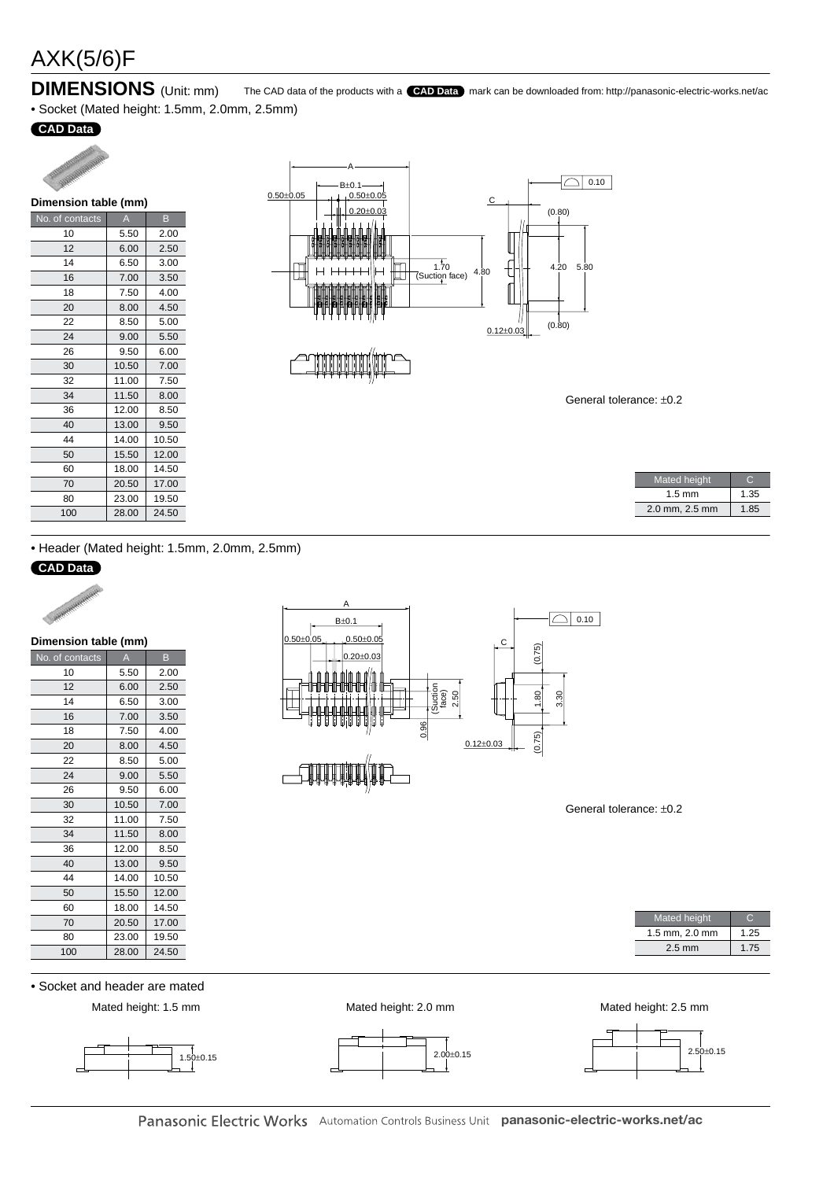# AXK(5/6)F

## DIMENSIONS (Unit: mm)

The CAD data of the products with a CAD Data mark can be downloaded from: http://panasonic-electric-works.net/ac

• Socket (Mated height: 1.5mm, 2.0mm, 2.5mm)

CAD Data

**Dimension table (mm)**

| No. of contacts | A | B |
|---|---|---|
| 10 | 5.50 | 2.00 |
| 12 | 6.00 | 2.50 |
| 14 | 6.50 | 3.00 |
| 16 | 7.00 | 3.50 |
| 18 | 7.50 | 4.00 |
| 20 | 8.00 | 4.50 |
| 22 | 8.50 | 5.00 |
| 24 | 9.00 | 5.50 |
| 26 | 9.50 | 6.00 |
| 30 | 10.50 | 7.00 |
| 32 | 11.00 | 7.50 |
| 34 | 11.50 | 8.00 |
| 36 | 12.00 | 8.50 |
| 40 | 13.00 | 9.50 |
| 44 | 14.00 | 10.50 |
| 50 | 15.50 | 12.00 |
| 60 | 18.00 | 14.50 |
| 70 | 20.50 | 17.00 |
| 80 | 23.00 | 19.50 |
| 100 | 28.00 | 24.50 |

General tolerance: ±0.2

| Mated height | C |
|---|---|
| 1.5 mm | 1.35 |
| 2.0 mm, 2.5 mm | 1.85 |

• Header (Mated height: 1.5mm, 2.0mm, 2.5mm)

CAD Data

**Dimension table (mm)**

| No. of contacts | A | B |
|---|---|---|
| 10 | 5.50 | 2.00 |
| 12 | 6.00 | 2.50 |
| 14 | 6.50 | 3.00 |
| 16 | 7.00 | 3.50 |
| 18 | 7.50 | 4.00 |
| 20 | 8.00 | 4.50 |
| 22 | 8.50 | 5.00 |
| 24 | 9.00 | 5.50 |
| 26 | 9.50 | 6.00 |
| 30 | 10.50 | 7.00 |
| 32 | 11.00 | 7.50 |
| 34 | 11.50 | 8.00 |
| 36 | 12.00 | 8.50 |
| 40 | 13.00 | 9.50 |
| 44 | 14.00 | 10.50 |
| 50 | 15.50 | 12.00 |
| 60 | 18.00 | 14.50 |
| 70 | 20.50 | 17.00 |
| 80 | 23.00 | 19.50 |
| 100 | 28.00 | 24.50 |

General tolerance: ±0.2

| Mated height | C |
|---|---|
| 1.5 mm, 2.0 mm | 1.25 |
| 2.5 mm | 1.75 |

• Socket and header are mated

Mated height: 1.5 mm — 1.50±0.15

Mated height: 2.0 mm — 2.00±0.15

Mated height: 2.5 mm — 2.50±0.15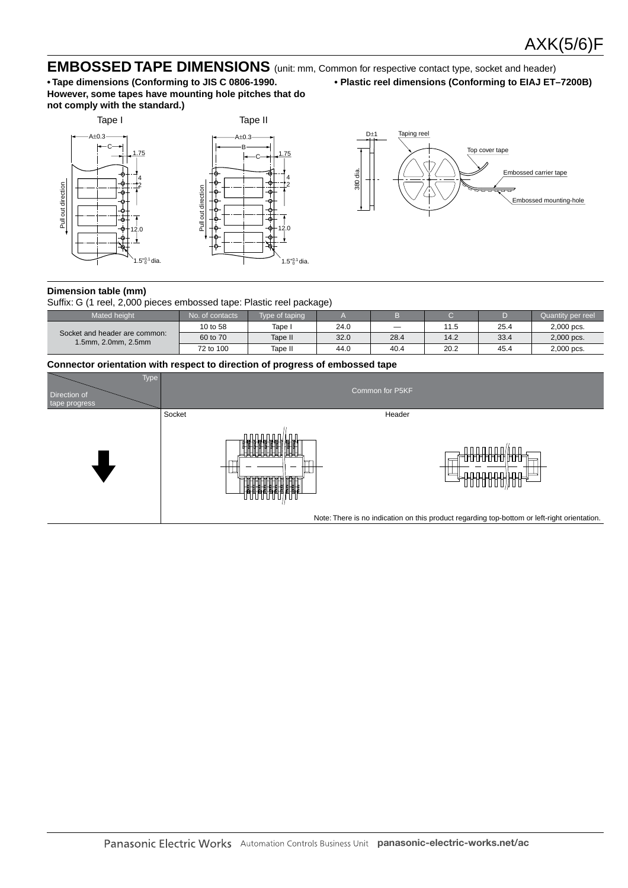## EMBOSSED TAPE DIMENSIONS (unit: mm, Common for respective contact type, socket and header)

**• Tape dimensions (Conforming to JIS C 0806-1990. However, some tapes have mounting hole pitches that do not comply with the standard.)**

**• Plastic reel dimensions (Conforming to EIAJ ET–7200B)**

### Dimension table (mm)

Suffix: G (1 reel, 2,000 pieces embossed tape: Plastic reel package)

| Mated height | No. of contacts | Type of taping | A | B | C | D | Quantity per reel |
|---|---|---|---|---|---|---|---|
| Socket and header are common: 1.5mm, 2.0mm, 2.5mm | 10 to 58 | Tape I | 24.0 | — | 11.5 | 25.4 | 2,000 pcs. |
| | 60 to 70 | Tape II | 32.0 | 28.4 | 14.2 | 33.4 | 2,000 pcs. |
| | 72 to 100 | Tape II | 44.0 | 40.4 | 20.2 | 45.4 | 2,000 pcs. |

### Connector orientation with respect to direction of progress of embossed tape

| Type / Direction of tape progress | Common for P5KF | |
|---|---|---|
| ↓ | Socket | Header |

Note: There is no indication on this product regarding top-bottom or left-right orientation.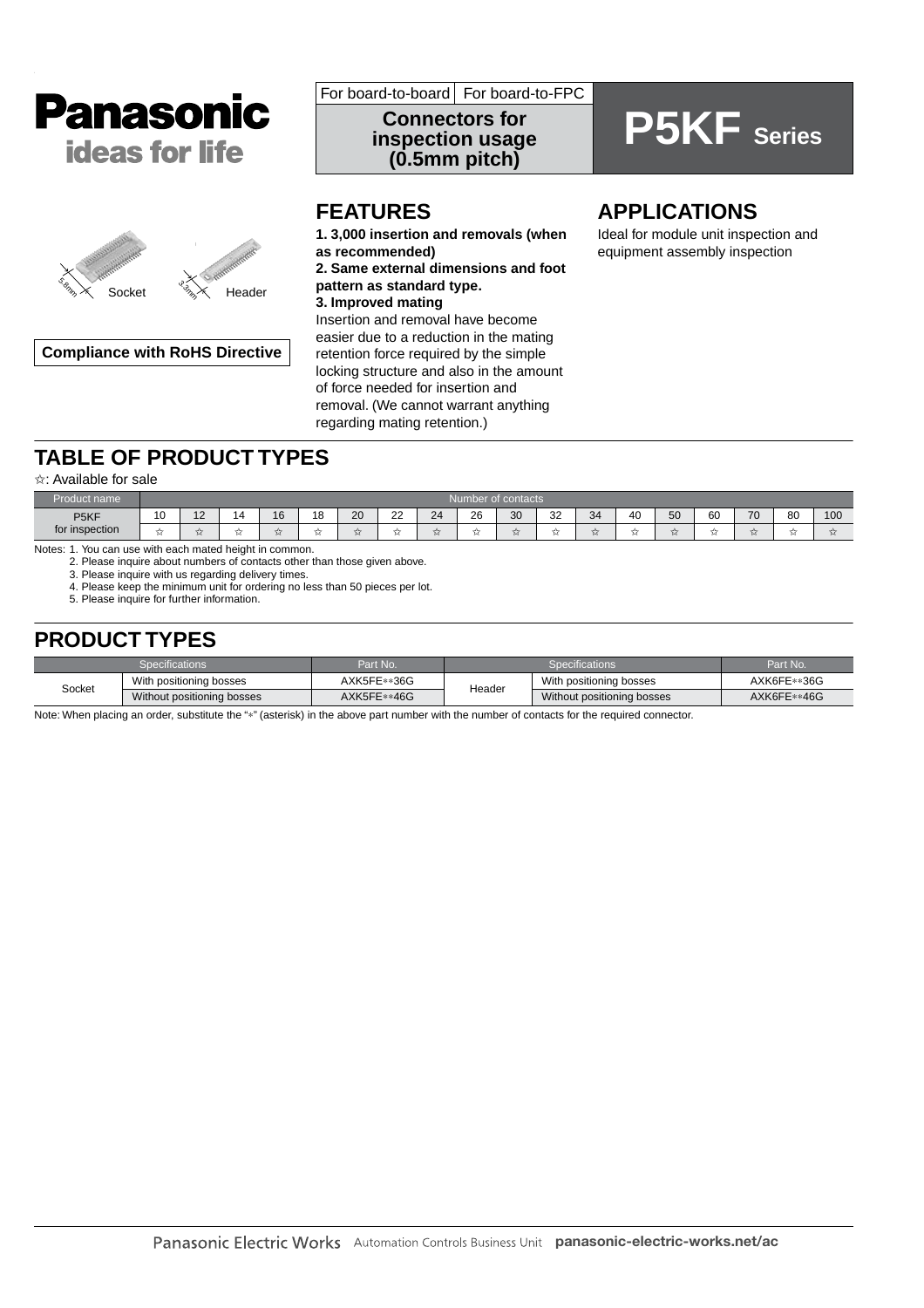Panasonic
ideas for life

For board-to-board | For board-to-FPC

**Connectors for inspection usage (0.5mm pitch)**

# P5KF Series

5.8mm Socket
3.3mm Header

**Compliance with RoHS Directive**

## FEATURES

**1. 3,000 insertion and removals (when as recommended)**

**2. Same external dimensions and foot pattern as standard type.**

**3. Improved mating**

Insertion and removal have become easier due to a reduction in the mating retention force required by the simple locking structure and also in the amount of force needed for insertion and removal. (We cannot warrant anything regarding mating retention.)

## APPLICATIONS

Ideal for module unit inspection and equipment assembly inspection

## TABLE OF PRODUCT TYPES

☆: Available for sale

| Product name | Number of contacts | | | | | | | | | | | | | | | | | |
|---|---|---|---|---|---|---|---|---|---|---|---|---|---|---|---|---|---|---|
| | 10 | 12 | 14 | 16 | 18 | 20 | 22 | 24 | 26 | 30 | 32 | 34 | 40 | 50 | 60 | 70 | 80 | 100 |
| P5KF for inspection | ☆ | ☆ | ☆ | ☆ | ☆ | ☆ | ☆ | ☆ | ☆ | ☆ | ☆ | ☆ | ☆ | ☆ | ☆ | ☆ | ☆ | ☆ |

Notes: 1. You can use with each mated height in common.
2. Please inquire about numbers of contacts other than those given above.
3. Please inquire with us regarding delivery times.
4. Please keep the minimum unit for ordering no less than 50 pieces per lot.
5. Please inquire for further information.

## PRODUCT TYPES

| Specifications | | Part No. | Specifications | | Part No. |
|---|---|---|---|---|---|
| Socket | With positioning bosses | AXK5FE**36G | Header | With positioning bosses | AXK6FE**36G |
| | Without positioning bosses | AXK5FE**46G | | Without positioning bosses | AXK6FE**46G |

Note: When placing an order, substitute the "*" (asterisk) in the above part number with the number of contacts for the required connector.

Panasonic Electric Works Automation Controls Business Unit panasonic-electric-works.net/ac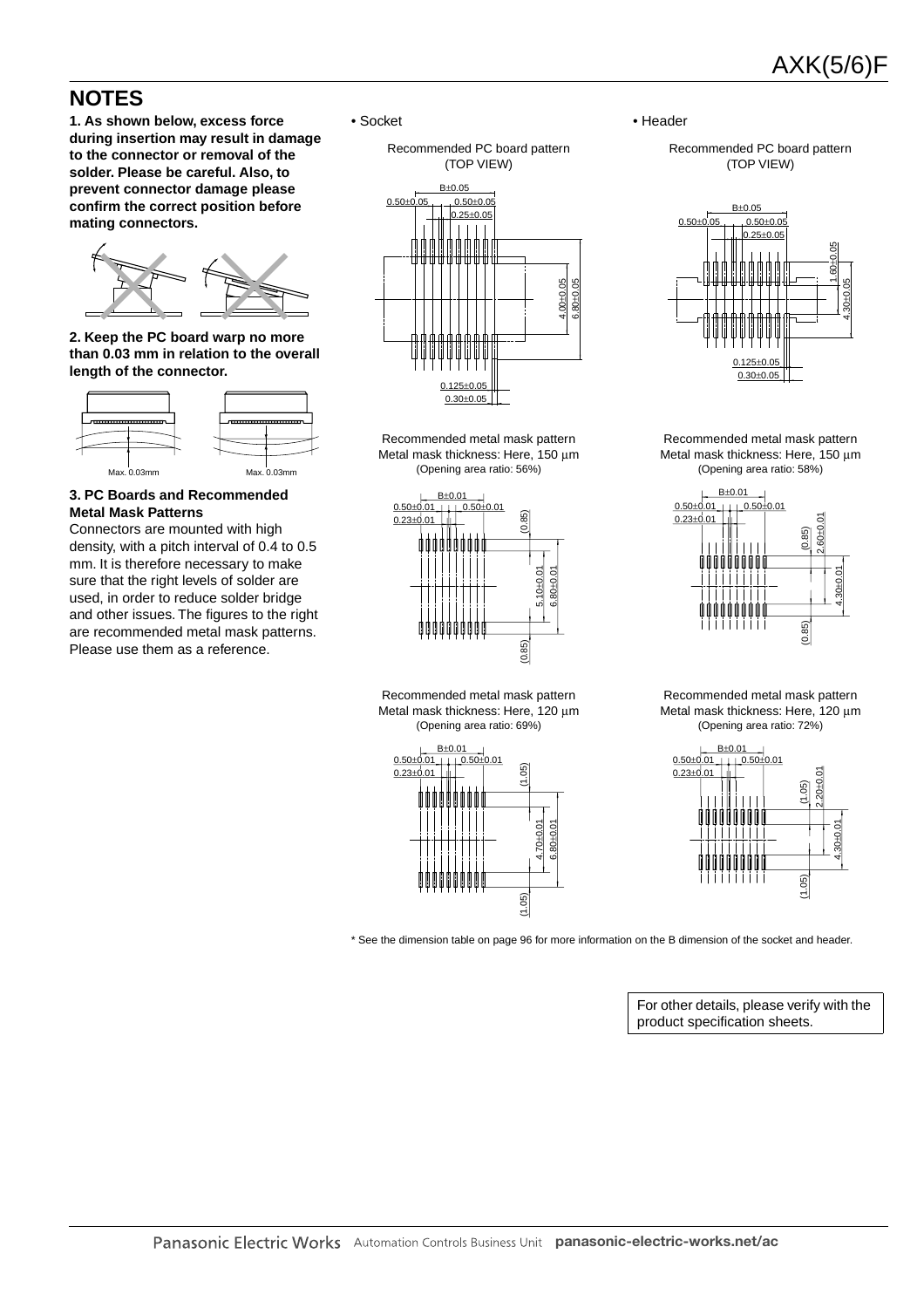## NOTES

**1. As shown below, excess force during insertion may result in damage to the connector or removal of the solder. Please be careful. Also, to prevent connector damage please confirm the correct position before mating connectors.**

**2. Keep the PC board warp no more than 0.03 mm in relation to the overall length of the connector.**

Max. 0.03mm Max. 0.03mm

**3. PC Boards and Recommended Metal Mask Patterns**

Connectors are mounted with high density, with a pitch interval of 0.4 to 0.5 mm. It is therefore necessary to make sure that the right levels of solder are used, in order to reduce solder bridge and other issues. The figures to the right are recommended metal mask patterns. Please use them as a reference.

• Socket

Recommended PC board pattern (TOP VIEW)

B±0.05, 0.50±0.05, 0.50±0.05, 0.25±0.05, 4.00±0.05, 6.80±0.05, 0.125±0.05, 0.30±0.05

Recommended metal mask pattern
Metal mask thickness: Here, 150 μm
(Opening area ratio: 56%)

B±0.01, 0.50±0.01, 0.50±0.01, 0.23±0.01, (0.85), 5.10±0.01, 6.80±0.01, (0.85)

Recommended metal mask pattern
Metal mask thickness: Here, 120 μm
(Opening area ratio: 69%)

B±0.01, 0.50±0.01, 0.50±0.01, 0.23±0.01, (1.05), 4.70±0.01, 6.80±0.01, (1.05)

• Header

Recommended PC board pattern (TOP VIEW)

B±0.05, 0.50±0.05, 0.50±0.05, 0.25±0.05, 1.60±0.05, 4.30±0.05, 0.125±0.05, 0.30±0.05

Recommended metal mask pattern
Metal mask thickness: Here, 150 μm
(Opening area ratio: 58%)

B±0.01, 0.50±0.01, 0.50±0.01, 0.23±0.01, (0.85), 2.60±0.01, 4.30±0.01, (0.85)

Recommended metal mask pattern
Metal mask thickness: Here, 120 μm
(Opening area ratio: 72%)

B±0.01, 0.50±0.01, 0.50±0.01, 0.23±0.01, (1.05), 2.20±0.01, 4.30±0.01, (1.05)

* See the dimension table on page 96 for more information on the B dimension of the socket and header.

For other details, please verify with the product specification sheets.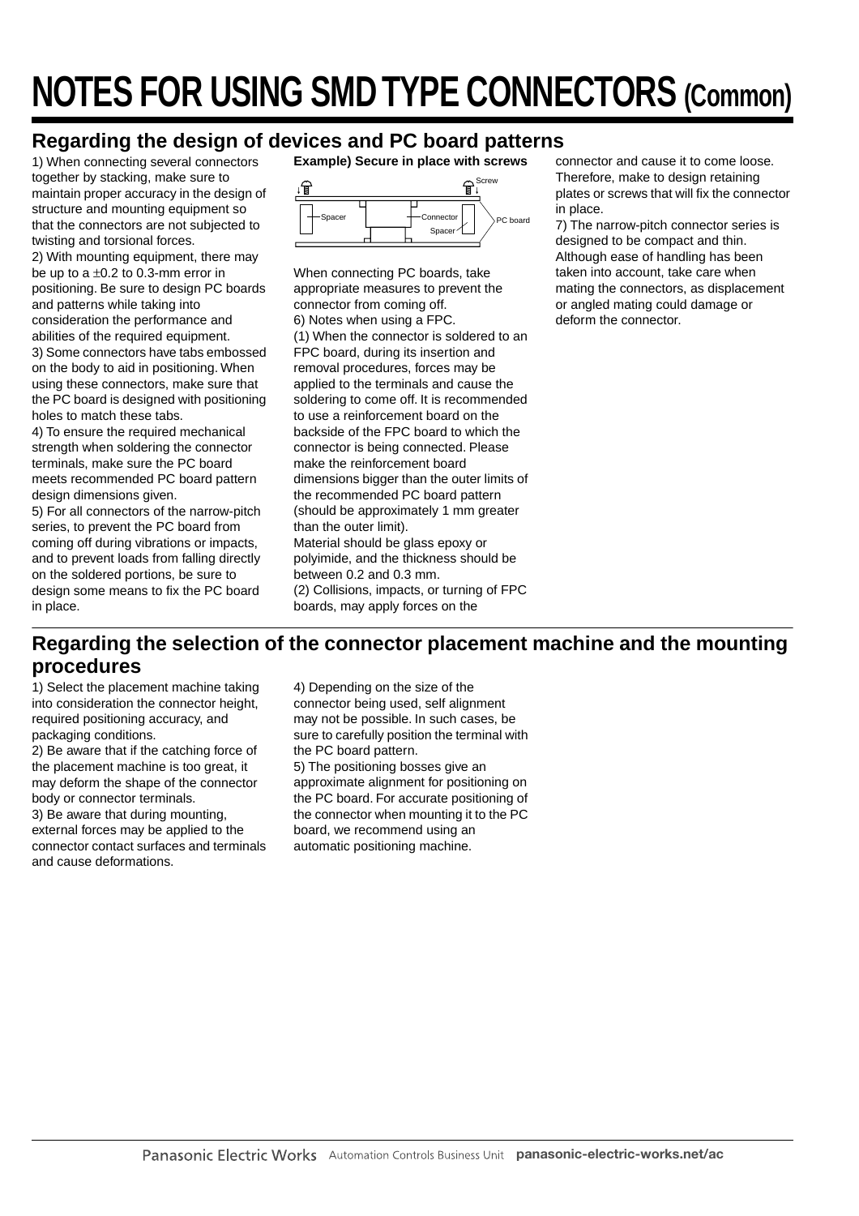# NOTES FOR USING SMD TYPE CONNECTORS (Common)

## Regarding the design of devices and PC board patterns

1) When connecting several connectors together by stacking, make sure to maintain proper accuracy in the design of structure and mounting equipment so that the connectors are not subjected to twisting and torsional forces.

2) With mounting equipment, there may be up to a ±0.2 to 0.3-mm error in positioning. Be sure to design PC boards and patterns while taking into consideration the performance and abilities of the required equipment.

3) Some connectors have tabs embossed on the body to aid in positioning. When using these connectors, make sure that the PC board is designed with positioning holes to match these tabs.

4) To ensure the required mechanical strength when soldering the connector terminals, make sure the PC board meets recommended PC board pattern design dimensions given.

5) For all connectors of the narrow-pitch series, to prevent the PC board from coming off during vibrations or impacts, and to prevent loads from falling directly on the soldered portions, be sure to design some means to fix the PC board in place.

**Example) Secure in place with screws**

Screw
Spacer
Connector
Spacer
PC board

When connecting PC boards, take appropriate measures to prevent the connector from coming off.

6) Notes when using a FPC.

(1) When the connector is soldered to an FPC board, during its insertion and removal procedures, forces may be applied to the terminals and cause the soldering to come off. It is recommended to use a reinforcement board on the backside of the FPC board to which the connector is being connected. Please make the reinforcement board dimensions bigger than the outer limits of the recommended PC board pattern (should be approximately 1 mm greater than the outer limit).

Material should be glass epoxy or polyimide, and the thickness should be between 0.2 and 0.3 mm.

(2) Collisions, impacts, or turning of FPC boards, may apply forces on the connector and cause it to come loose. Therefore, make to design retaining plates or screws that will fix the connector in place.

7) The narrow-pitch connector series is designed to be compact and thin. Although ease of handling has been taken into account, take care when mating the connectors, as displacement or angled mating could damage or deform the connector.

## Regarding the selection of the connector placement machine and the mounting procedures

1) Select the placement machine taking into consideration the connector height, required positioning accuracy, and packaging conditions.

2) Be aware that if the catching force of the placement machine is too great, it may deform the shape of the connector body or connector terminals.

3) Be aware that during mounting, external forces may be applied to the connector contact surfaces and terminals and cause deformations.

4) Depending on the size of the connector being used, self alignment may not be possible. In such cases, be sure to carefully position the terminal with the PC board pattern.

5) The positioning bosses give an approximate alignment for positioning on the PC board. For accurate positioning of the connector when mounting it to the PC board, we recommend using an automatic positioning machine.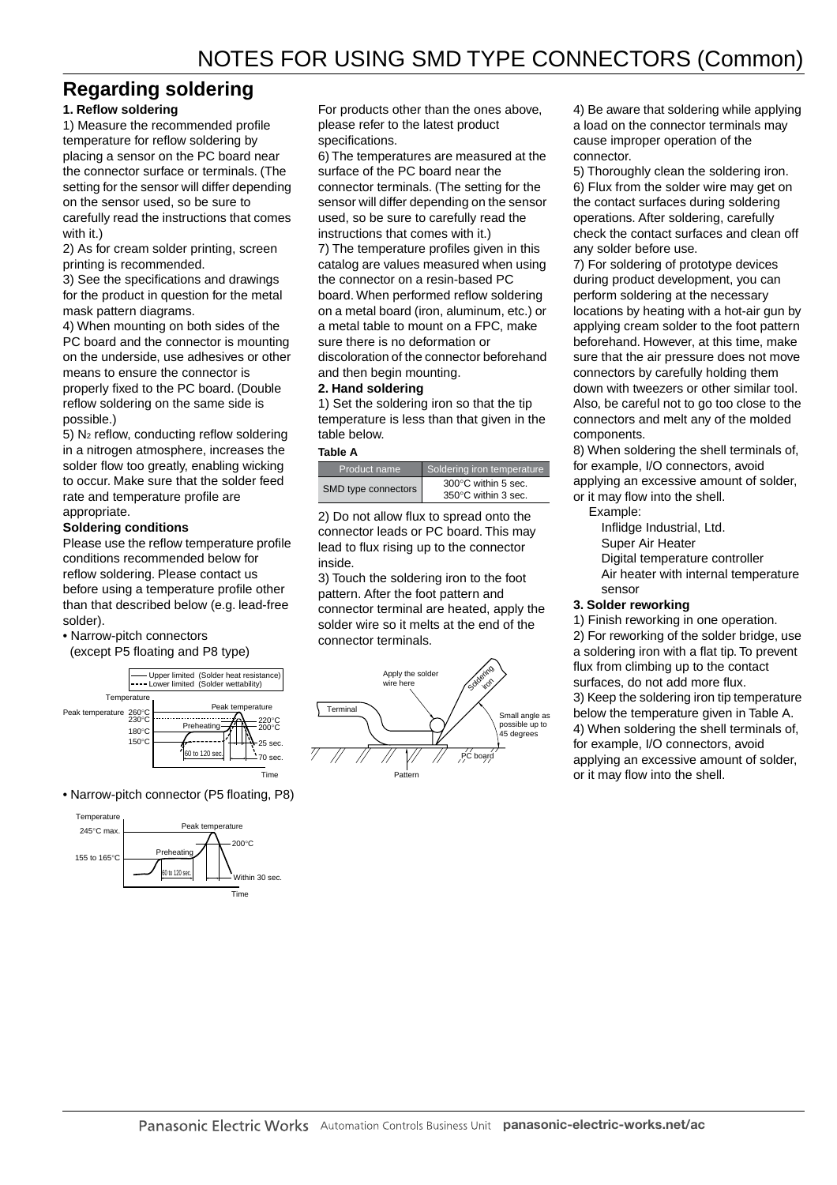# NOTES FOR USING SMD TYPE CONNECTORS (Common)

## Regarding soldering

**1. Reflow soldering**

1) Measure the recommended profile temperature for reflow soldering by placing a sensor on the PC board near the connector surface or terminals. (The setting for the sensor will differ depending on the sensor used, so be sure to carefully read the instructions that comes with it.)

2) As for cream solder printing, screen printing is recommended.

3) See the specifications and drawings for the product in question for the metal mask pattern diagrams.

4) When mounting on both sides of the PC board and the connector is mounting on the underside, use adhesives or other means to ensure the connector is properly fixed to the PC board. (Double reflow soldering on the same side is possible.)

5) $N_2$ reflow, conducting reflow soldering in a nitrogen atmosphere, increases the solder flow too greatly, enabling wicking to occur. Make sure that the solder feed rate and temperature profile are appropriate.

**Soldering conditions**

Please use the reflow temperature profile conditions recommended below for reflow soldering. Please contact us before using a temperature profile other than that described below (e.g. lead-free solder).

• Narrow-pitch connectors (except P5 floating and P8 type)

• Narrow-pitch connector (P5 floating, P8)

For products other than the ones above, please refer to the latest product specifications.

6) The temperatures are measured at the surface of the PC board near the connector terminals. (The setting for the sensor will differ depending on the sensor used, so be sure to carefully read the instructions that comes with it.)

7) The temperature profiles given in this catalog are values measured when using the connector on a resin-based PC board. When performed reflow soldering on a metal board (iron, aluminum, etc.) or a metal table to mount on a FPC, make sure there is no deformation or discoloration of the connector beforehand and then begin mounting.

**2. Hand soldering**

1) Set the soldering iron so that the tip temperature is less than that given in the table below.

**Table A**

| Product name | Soldering iron temperature |
|---|---|
| SMD type connectors | 300°C within 5 sec.<br>350°C within 3 sec. |

2) Do not allow flux to spread onto the connector leads or PC board. This may lead to flux rising up to the connector inside.

3) Touch the soldering iron to the foot pattern. After the foot pattern and connector terminal are heated, apply the solder wire so it melts at the end of the connector terminals.

4) Be aware that soldering while applying a load on the connector terminals may cause improper operation of the connector.

5) Thoroughly clean the soldering iron.

6) Flux from the solder wire may get on the contact surfaces during soldering operations. After soldering, carefully check the contact surfaces and clean off any solder before use.

7) For soldering of prototype devices during product development, you can perform soldering at the necessary locations by heating with a hot-air gun by applying cream solder to the foot pattern beforehand. However, at this time, make sure that the air pressure does not move connectors by carefully holding them down with tweezers or other similar tool. Also, be careful not to go too close to the connectors and melt any of the molded components.

8) When soldering the shell terminals of, for example, I/O connectors, avoid applying an excessive amount of solder, or it may flow into the shell.

Example:
Inflidge Industrial, Ltd.
Super Air Heater
Digital temperature controller
Air heater with internal temperature sensor

**3. Solder reworking**

1) Finish reworking in one operation.

2) For reworking of the solder bridge, use a soldering iron with a flat tip. To prevent flux from climbing up to the contact surfaces, do not add more flux.

3) Keep the soldering iron tip temperature below the temperature given in Table A.

4) When soldering the shell terminals of, for example, I/O connectors, avoid applying an excessive amount of solder, or it may flow into the shell.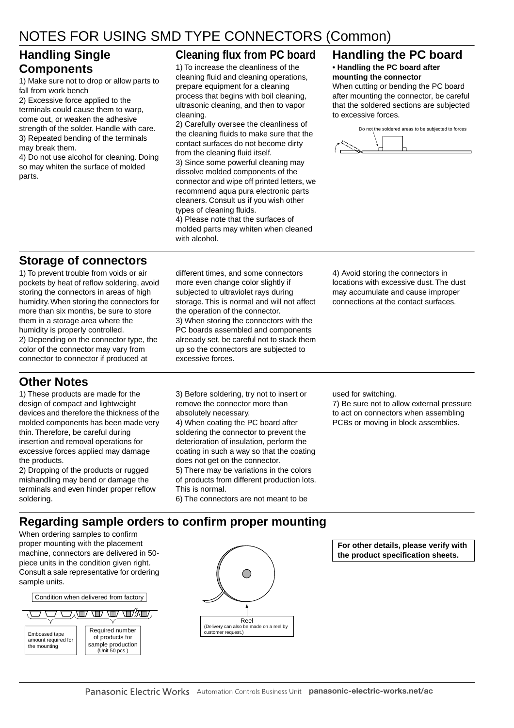# NOTES FOR USING SMD TYPE CONNECTORS (Common)

## Handling Single Components

1) Make sure not to drop or allow parts to fall from work bench
2) Excessive force applied to the terminals could cause them to warp, come out, or weaken the adhesive strength of the solder. Handle with care.
3) Repeated bending of the terminals may break them.
4) Do not use alcohol for cleaning. Doing so may whiten the surface of molded parts.

## Cleaning flux from PC board

1) To increase the cleanliness of the cleaning fluid and cleaning operations, prepare equipment for a cleaning process that begins with boil cleaning, ultrasonic cleaning, and then to vapor cleaning.
2) Carefully oversee the cleanliness of the cleaning fluids to make sure that the contact surfaces do not become dirty from the cleaning fluid itself.
3) Since some powerful cleaning may dissolve molded components of the connector and wipe off printed letters, we recommend aqua pura electronic parts cleaners. Consult us if you wish other types of cleaning fluids.
4) Please note that the surfaces of molded parts may whiten when cleaned with alcohol.

## Handling the PC board

**• Handling the PC board after mounting the connector**

When cutting or bending the PC board after mounting the connector, be careful that the soldered sections are subjected to excessive forces.

Do not the soldered areas to be subjected to forces

## Storage of connectors

1) To prevent trouble from voids or air pockets by heat of reflow soldering, avoid storing the connectors in areas of high humidity. When storing the connectors for more than six months, be sure to store them in a storage area where the humidity is properly controlled.
2) Depending on the connector type, the color of the connector may vary from connector to connector if produced at different times, and some connectors more even change color slightly if subjected to ultraviolet rays during storage. This is normal and will not affect the operation of the connector.
3) When storing the connectors with the PC boards assembled and components alreeady set, be careful not to stack them up so the connectors are subjected to excessive forces.
4) Avoid storing the connectors in locations with excessive dust. The dust may accumulate and cause improper connections at the contact surfaces.

## Other Notes

1) These products are made for the design of compact and lightweight devices and therefore the thickness of the molded components has been made very thin. Therefore, be careful during insertion and removal operations for excessive forces applied may damage the products.
2) Dropping of the products or rugged mishandling may bend or damage the terminals and even hinder proper reflow soldering.
3) Before soldering, try not to insert or remove the connector more than absolutely necessary.
4) When coating the PC board after soldering the connector to prevent the deterioration of insulation, perform the coating in such a way so that the coating does not get on the connector.
5) There may be variations in the colors of products from different production lots. This is normal.
6) The connectors are not meant to be used for switching.
7) Be sure not to allow external pressure to act on connectors when assembling PCBs or moving in block assemblies.

## Regarding sample orders to confirm proper mounting

When ordering samples to confirm proper mounting with the placement machine, connectors are delivered in 50-piece units in the condition given right. Consult a sale representative for ordering sample units.

Condition when delivered from factory

Embossed tape amount required for the mounting

Required number of products for sample production (Unit 50 pcs.)

Reel
(Delivery can also be made on a reel by customer request.)

**For other details, please verify with the product specification sheets.**